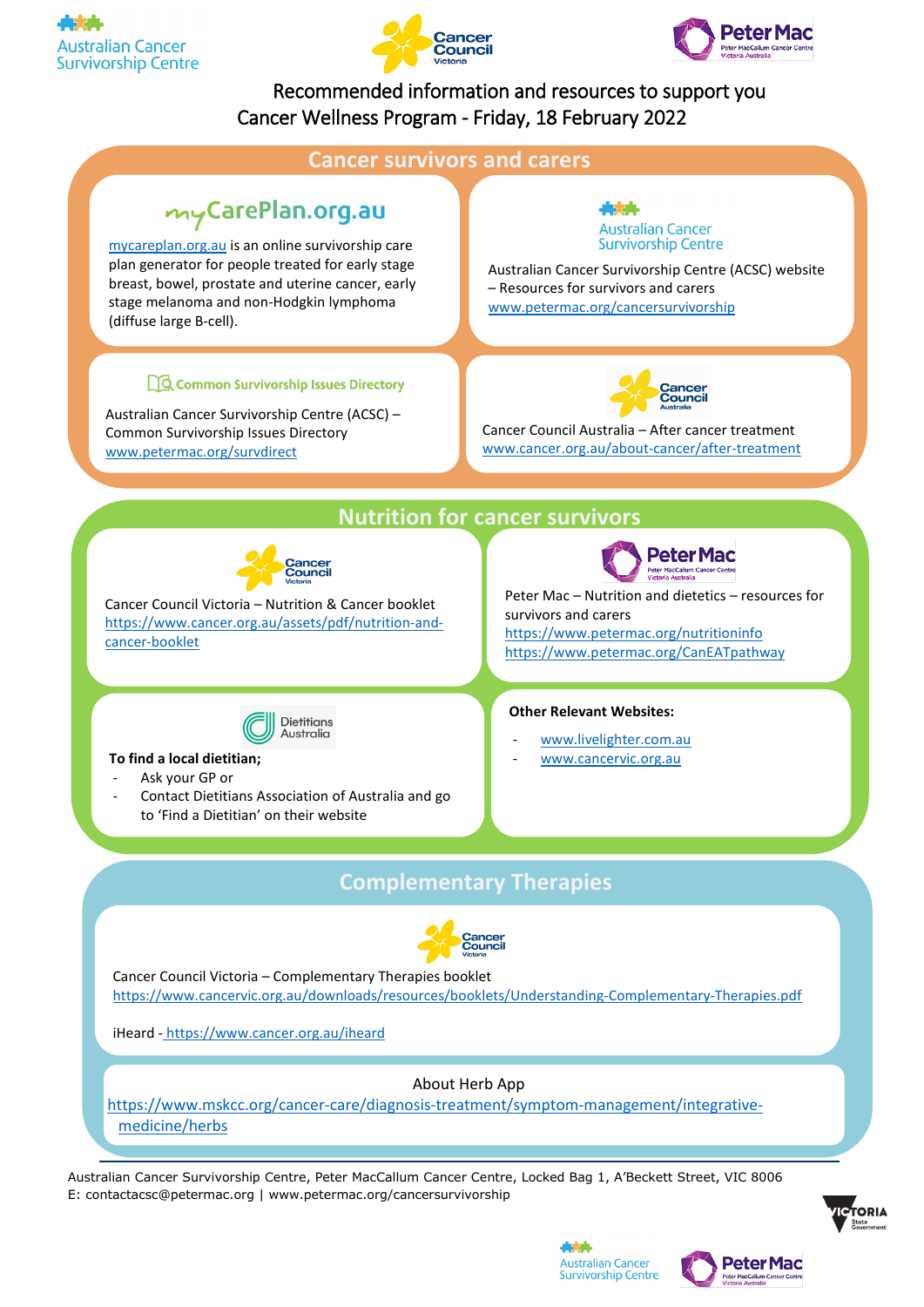# Recommended information and resources to support you
## Cancer Wellness Program - Friday, 18 February 2022

## Cancer survivors and carers

**myCarePlan.org.au**

mycareplan.org.au is an online survivorship care plan generator for people treated for early stage breast, bowel, prostate and uterine cancer, early stage melanoma and non-Hodgkin lymphoma (diffuse large B-cell).

**Australian Cancer Survivorship Centre**

Australian Cancer Survivorship Centre (ACSC) website – Resources for survivors and carers
www.petermac.org/cancersurvivorship

**Common Survivorship Issues Directory**

Australian Cancer Survivorship Centre (ACSC) – Common Survivorship Issues Directory
www.petermac.org/survdirect

**Cancer Council Australia**

Cancer Council Australia – After cancer treatment
www.cancer.org.au/about-cancer/after-treatment

## Nutrition for cancer survivors

**Cancer Council Victoria**

Cancer Council Victoria – Nutrition & Cancer booklet
https://www.cancer.org.au/assets/pdf/nutrition-and-cancer-booklet

**Peter Mac**

Peter Mac – Nutrition and dietetics – resources for survivors and carers
https://www.petermac.org/nutritioninfo
https://www.petermac.org/CanEATpathway

**Dietitians Australia**

**To find a local dietitian;**

- Ask your GP or
- Contact Dietitians Association of Australia and go to 'Find a Dietitian' on their website

**Other Relevant Websites:**

- www.livelighter.com.au
- www.cancervic.org.au

## Complementary Therapies

**Cancer Council Victoria**

Cancer Council Victoria – Complementary Therapies booklet
https://www.cancervic.org.au/downloads/resources/booklets/Understanding-Complementary-Therapies.pdf

iHeard - https://www.cancer.org.au/iheard

About Herb App
https://www.mskcc.org/cancer-care/diagnosis-treatment/symptom-management/integrative-medicine/herbs

---

Australian Cancer Survivorship Centre, Peter MacCallum Cancer Centre, Locked Bag 1, A'Beckett Street, VIC 8006
E: contactacsc@petermac.org | www.petermac.org/cancersurvivorship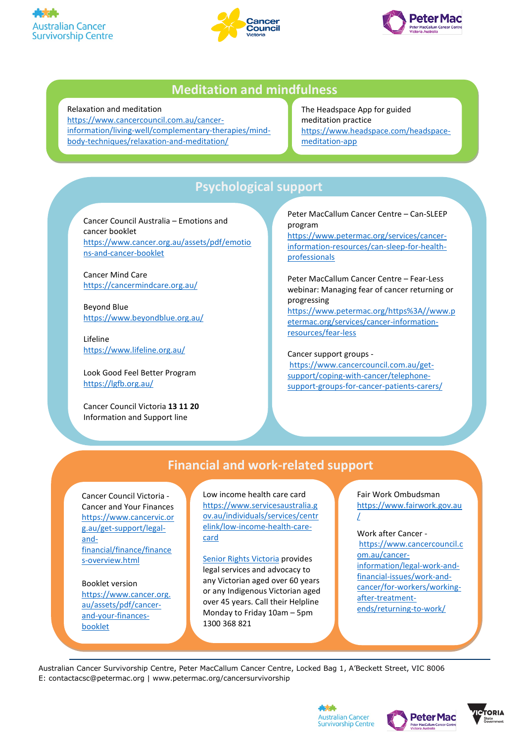## Meditation and mindfulness

Relaxation and meditation
https://www.cancercouncil.com.au/cancer-information/living-well/complementary-therapies/mind-body-techniques/relaxation-and-meditation/

The Headspace App for guided meditation practice
https://www.headspace.com/headspace-meditation-app

## Psychological support

Cancer Council Australia – Emotions and cancer booklet
https://www.cancer.org.au/assets/pdf/emotions-and-cancer-booklet

Cancer Mind Care
https://cancermindcare.org.au/

Beyond Blue
https://www.beyondblue.org.au/

Lifeline
https://www.lifeline.org.au/

Look Good Feel Better Program
https://lgfb.org.au/

Cancer Council Victoria **13 11 20** Information and Support line

Peter MacCallum Cancer Centre – Can-SLEEP program
https://www.petermac.org/services/cancer-information-resources/can-sleep-for-health-professionals

Peter MacCallum Cancer Centre – Fear-Less webinar: Managing fear of cancer returning or progressing
https://www.petermac.org/https%3A//www.petermac.org/services/cancer-information-resources/fear-less

Cancer support groups -
https://www.cancercouncil.com.au/get-support/coping-with-cancer/telephone-support-groups-for-cancer-patients-carers/

## Financial and work-related support

Cancer Council Victoria - Cancer and Your Finances
https://www.cancervic.org.au/get-support/legal-and-financial/finance/finances-overview.html

Booklet version
https://www.cancer.org.au/assets/pdf/cancer-and-your-finances-booklet

Low income health care card
https://www.servicesaustralia.gov.au/individuals/services/centrelink/low-income-health-care-card

Senior Rights Victoria provides legal services and advocacy to any Victorian aged over 60 years or any Indigenous Victorian aged over 45 years. Call their Helpline Monday to Friday 10am – 5pm 1300 368 821

Fair Work Ombudsman
https://www.fairwork.gov.au/

Work after Cancer -
https://www.cancercouncil.com.au/cancer-information/legal-work-and-financial-issues/work-and-cancer/for-workers/working-after-treatment-ends/returning-to-work/

Australian Cancer Survivorship Centre, Peter MacCallum Cancer Centre, Locked Bag 1, A'Beckett Street, VIC 8006
E: contactacsc@petermac.org | www.petermac.org/cancersurvivorship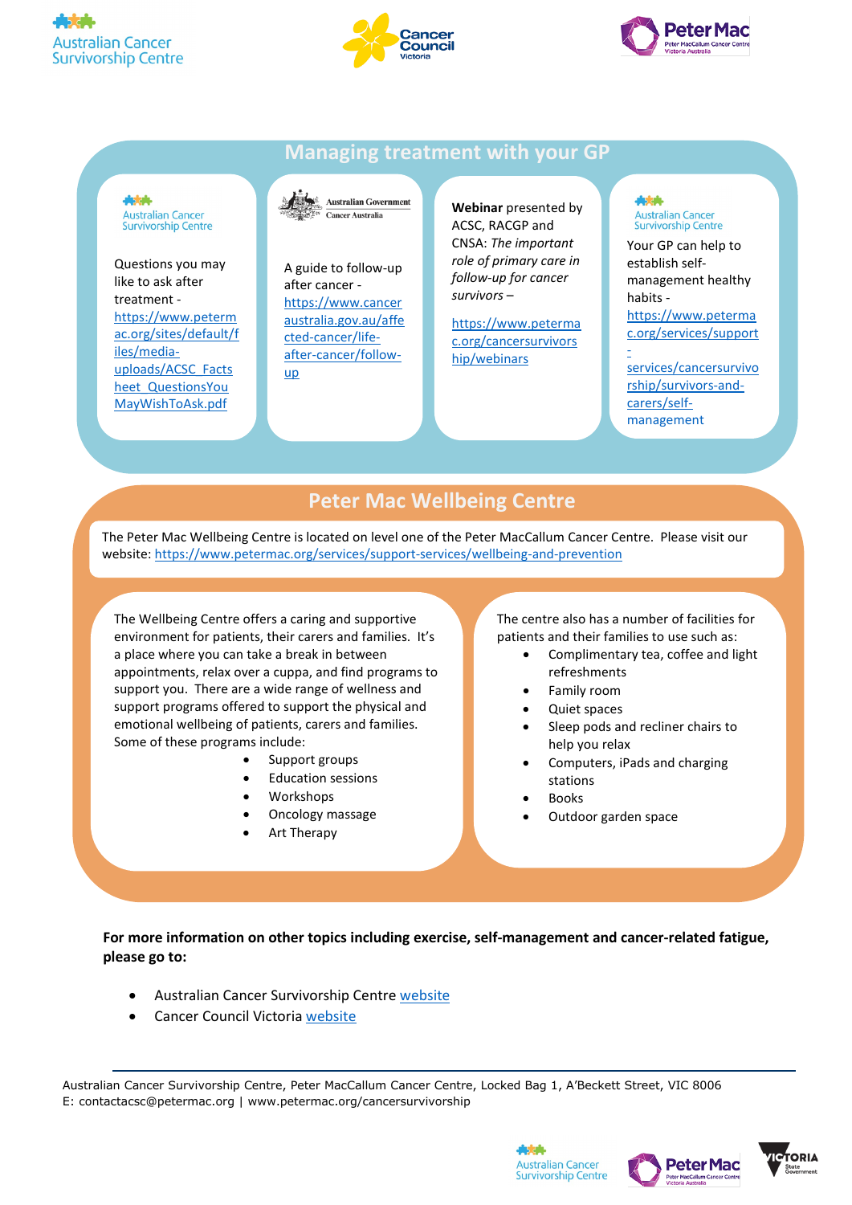## Managing treatment with your GP

Australian Cancer Survivorship Centre

Questions you may like to ask after treatment - https://www.petermac.org/sites/default/files/media-uploads/ACSC_Factsheet_QuestionsYouMayWishToAsk.pdf

Australian Government Cancer Australia

A guide to follow-up after cancer - https://www.canceraustralia.gov.au/affected-cancer/life-after-cancer/follow-up

**Webinar** presented by ACSC, RACGP and CNSA: *The important role of primary care in follow-up for cancer survivors* –

https://www.petermac.org/cancersurvivorship/webinars

Australian Cancer Survivorship Centre

Your GP can help to establish self-management healthy habits - https://www.petermac.org/services/support-services/cancersurvivorship/survivors-and-carers/self-management

## Peter Mac Wellbeing Centre

The Peter Mac Wellbeing Centre is located on level one of the Peter MacCallum Cancer Centre. Please visit our website: https://www.petermac.org/services/support-services/wellbeing-and-prevention

The Wellbeing Centre offers a caring and supportive environment for patients, their carers and families. It's a place where you can take a break in between appointments, relax over a cuppa, and find programs to support you. There are a wide range of wellness and support programs offered to support the physical and emotional wellbeing of patients, carers and families. Some of these programs include:

- Support groups
- Education sessions
- Workshops
- Oncology massage
- Art Therapy

The centre also has a number of facilities for patients and their families to use such as:

- Complimentary tea, coffee and light refreshments
- Family room
- Quiet spaces
- Sleep pods and recliner chairs to help you relax
- Computers, iPads and charging stations
- Books
- Outdoor garden space

**For more information on other topics including exercise, self-management and cancer-related fatigue, please go to:**

- Australian Cancer Survivorship Centre website
- Cancer Council Victoria website

Australian Cancer Survivorship Centre, Peter MacCallum Cancer Centre, Locked Bag 1, A'Beckett Street, VIC 8006
E: contactacsc@petermac.org | www.petermac.org/cancersurvivorship